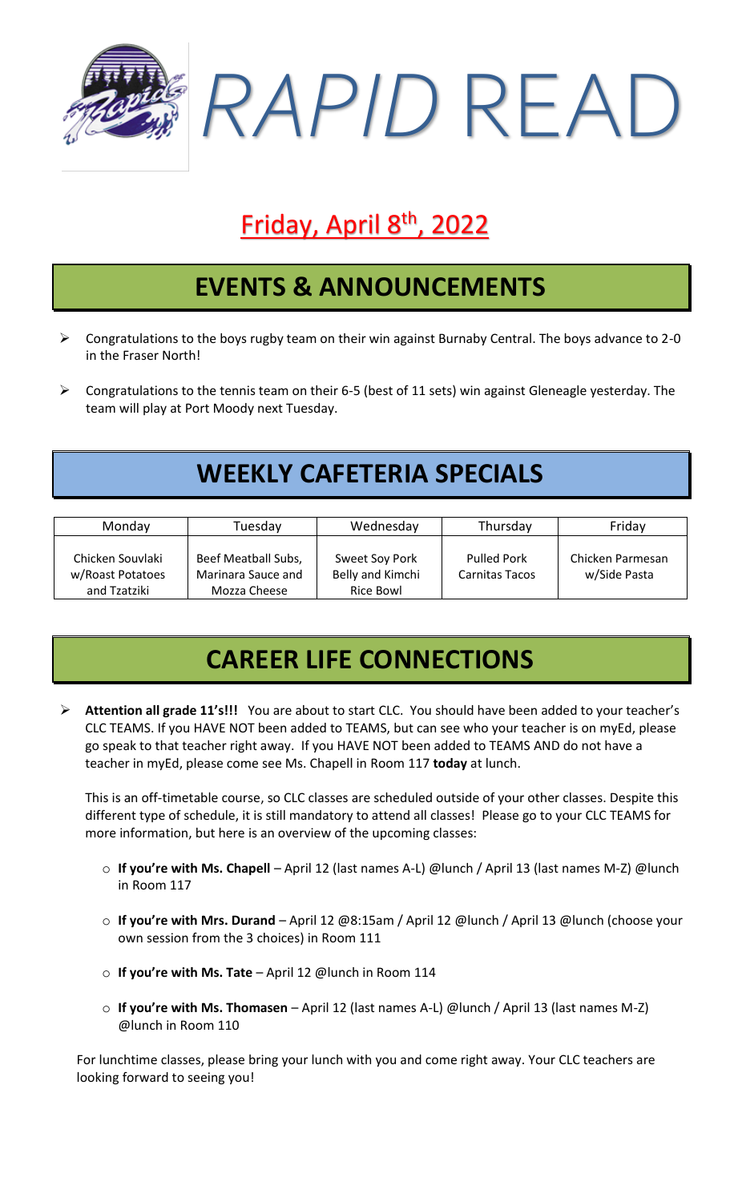# *RAPID* READ

## Friday, April 8th, 2022

## EVENTS & ANNOUNCEMENTS

- Congratulations to the boys rugby team on their win against Burnaby Central. The boys advance to 2-0 in the Fraser North!
- Congratulations to the tennis team on their 6-5 (best of 11 sets) win against Gleneagle yesterday. The team will play at Port Moody next Tuesday.

## WEEKLY CAFETERIA SPECIALS

| Monday | Tuesday | Wednesday | Thursday | Friday |
|---|---|---|---|---|
| Chicken Souvlaki w/Roast Potatoes and Tzatziki | Beef Meatball Subs, Marinara Sauce and Mozza Cheese | Sweet Soy Pork Belly and Kimchi Rice Bowl | Pulled Pork Carnitas Tacos | Chicken Parmesan w/Side Pasta |

## CAREER LIFE CONNECTIONS

- **Attention all grade 11's!!!** You are about to start CLC. You should have been added to your teacher's CLC TEAMS. If you HAVE NOT been added to TEAMS, but can see who your teacher is on myEd, please go speak to that teacher right away. If you HAVE NOT been added to TEAMS AND do not have a teacher in myEd, please come see Ms. Chapell in Room 117 **today** at lunch.

  This is an off-timetable course, so CLC classes are scheduled outside of your other classes. Despite this different type of schedule, it is still mandatory to attend all classes! Please go to your CLC TEAMS for more information, but here is an overview of the upcoming classes:

  - **If you're with Ms. Chapell** – April 12 (last names A-L) @lunch / April 13 (last names M-Z) @lunch in Room 117
  - **If you're with Mrs. Durand** – April 12 @8:15am / April 12 @lunch / April 13 @lunch (choose your own session from the 3 choices) in Room 111
  - **If you're with Ms. Tate** – April 12 @lunch in Room 114
  - **If you're with Ms. Thomasen** – April 12 (last names A-L) @lunch / April 13 (last names M-Z) @lunch in Room 110

  For lunchtime classes, please bring your lunch with you and come right away. Your CLC teachers are looking forward to seeing you!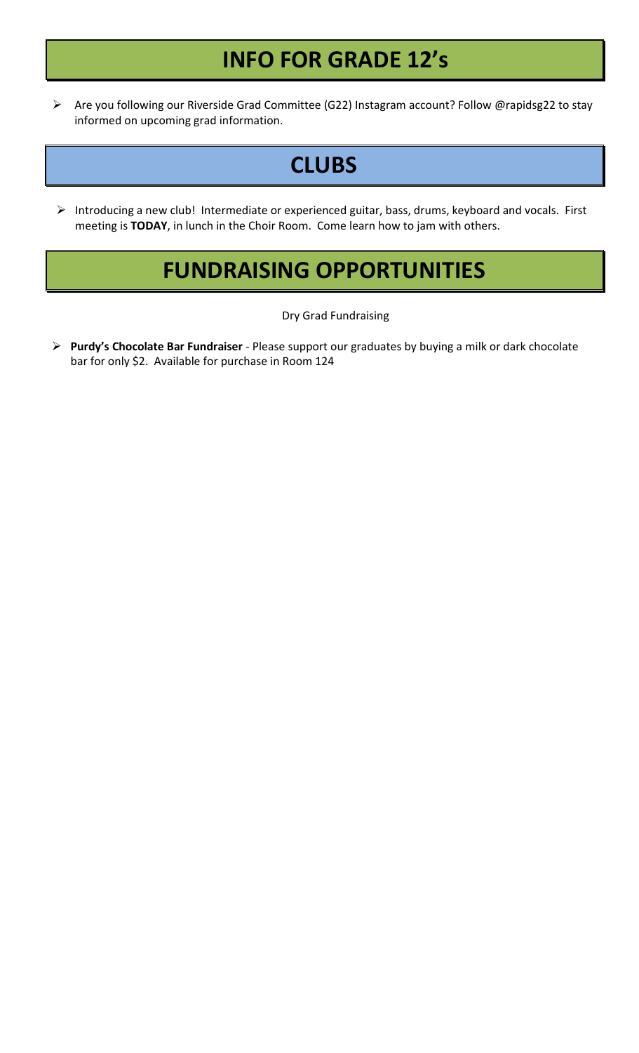# INFO FOR GRADE 12's

- Are you following our Riverside Grad Committee (G22) Instagram account? Follow @rapidsg22 to stay informed on upcoming grad information.

# CLUBS

- Introducing a new club! Intermediate or experienced guitar, bass, drums, keyboard and vocals. First meeting is **TODAY**, in lunch in the Choir Room. Come learn how to jam with others.

# FUNDRAISING OPPORTUNITIES

Dry Grad Fundraising

- **Purdy's Chocolate Bar Fundraiser** - Please support our graduates by buying a milk or dark chocolate bar for only $2. Available for purchase in Room 124